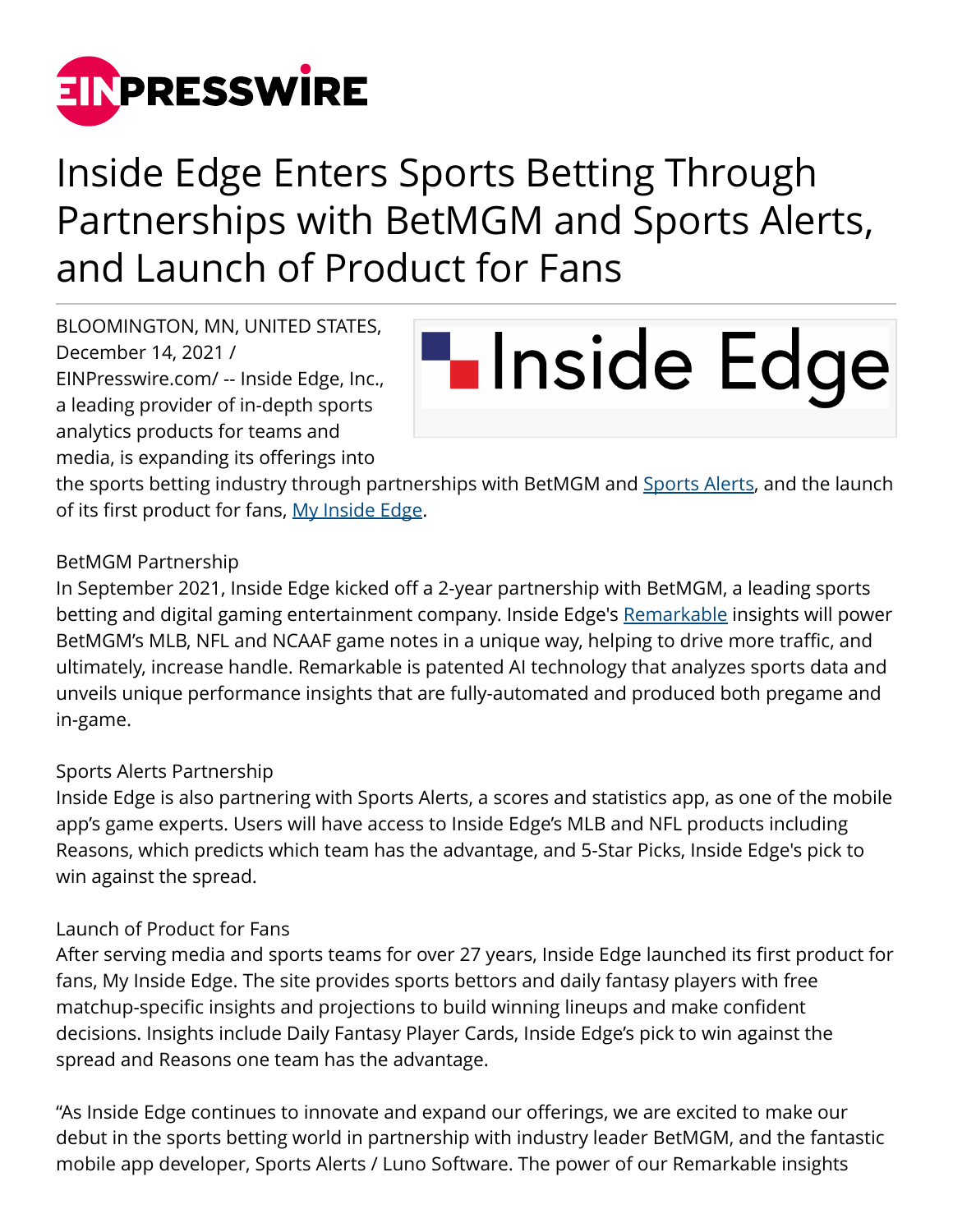# Inside Edge Enters Sports Betting Through Partnerships with BetMGM and Sports Alerts, and Launch of Product for Fans

BLOOMINGTON, MN, UNITED STATES, December 14, 2021 / EINPresswire.com/ -- Inside Edge, Inc., a leading provider of in-depth sports analytics products for teams and media, is expanding its offerings into the sports betting industry through partnerships with BetMGM and Sports Alerts, and the launch of its first product for fans, My Inside Edge.

BetMGM Partnership
In September 2021, Inside Edge kicked off a 2-year partnership with BetMGM, a leading sports betting and digital gaming entertainment company. Inside Edge's Remarkable insights will power BetMGM's MLB, NFL and NCAAF game notes in a unique way, helping to drive more traffic, and ultimately, increase handle. Remarkable is patented AI technology that analyzes sports data and unveils unique performance insights that are fully-automated and produced both pregame and in-game.

Sports Alerts Partnership
Inside Edge is also partnering with Sports Alerts, a scores and statistics app, as one of the mobile app's game experts. Users will have access to Inside Edge's MLB and NFL products including Reasons, which predicts which team has the advantage, and 5-Star Picks, Inside Edge's pick to win against the spread.

Launch of Product for Fans
After serving media and sports teams for over 27 years, Inside Edge launched its first product for fans, My Inside Edge. The site provides sports bettors and daily fantasy players with free matchup-specific insights and projections to build winning lineups and make confident decisions. Insights include Daily Fantasy Player Cards, Inside Edge's pick to win against the spread and Reasons one team has the advantage.

"As Inside Edge continues to innovate and expand our offerings, we are excited to make our debut in the sports betting world in partnership with industry leader BetMGM, and the fantastic mobile app developer, Sports Alerts / Luno Software. The power of our Remarkable insights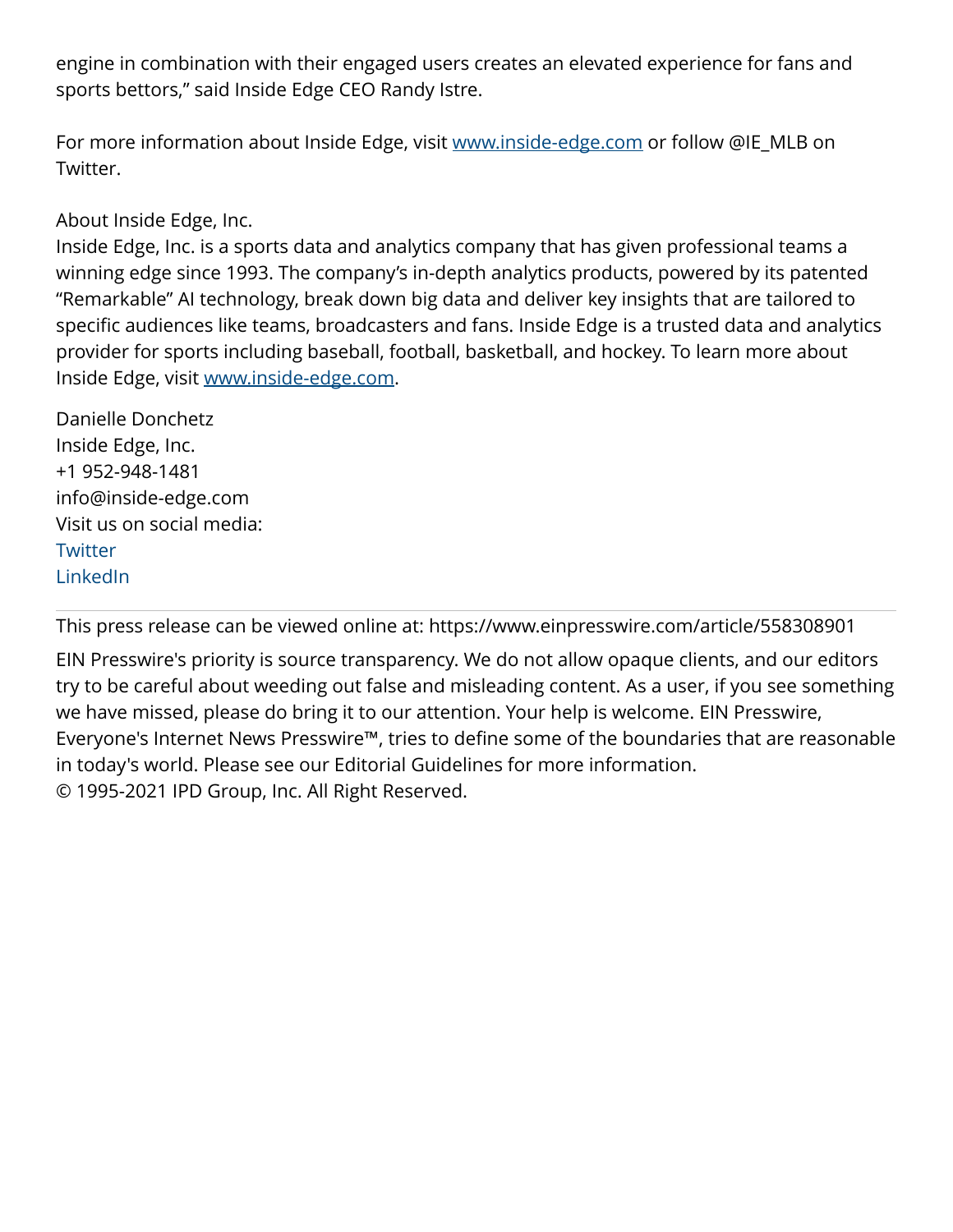engine in combination with their engaged users creates an elevated experience for fans and sports bettors," said Inside Edge CEO Randy Istre.

For more information about Inside Edge, visit [www.inside-edge.com](http://www.inside-edge.com) or follow @IE_MLB on Twitter.

About Inside Edge, Inc.
Inside Edge, Inc. is a sports data and analytics company that has given professional teams a winning edge since 1993. The company's in-depth analytics products, powered by its patented "Remarkable" AI technology, break down big data and deliver key insights that are tailored to specific audiences like teams, broadcasters and fans. Inside Edge is a trusted data and analytics provider for sports including baseball, football, basketball, and hockey. To learn more about Inside Edge, visit [www.inside-edge.com](http://www.inside-edge.com).

Danielle Donchetz
Inside Edge, Inc.
+1 952-948-1481
info@inside-edge.com
Visit us on social media:
Twitter
LinkedIn

---

This press release can be viewed online at: https://www.einpresswire.com/article/558308901

EIN Presswire's priority is source transparency. We do not allow opaque clients, and our editors try to be careful about weeding out false and misleading content. As a user, if you see something we have missed, please do bring it to our attention. Your help is welcome. EIN Presswire, Everyone's Internet News Presswire™, tries to define some of the boundaries that are reasonable in today's world. Please see our Editorial Guidelines for more information.
© 1995-2021 IPD Group, Inc. All Right Reserved.